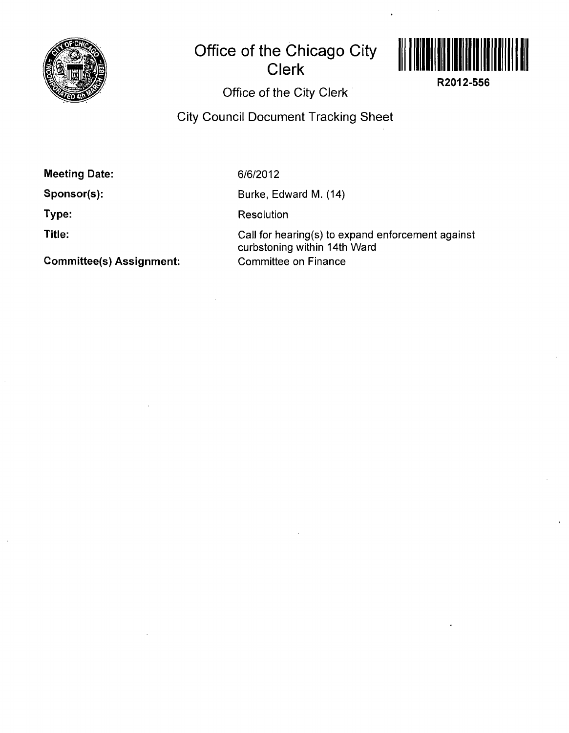# Office of the Chicago City Clerk

R2012-556

## Office of the City Clerk

## City Council Document Tracking Sheet

**Meeting Date:** 6/6/2012

**Sponsor(s):** Burke, Edward M. (14)

**Type:** Resolution

**Title:** Call for hearing(s) to expand enforcement against curbstoning within 14th Ward

**Committee(s) Assignment:** Committee on Finance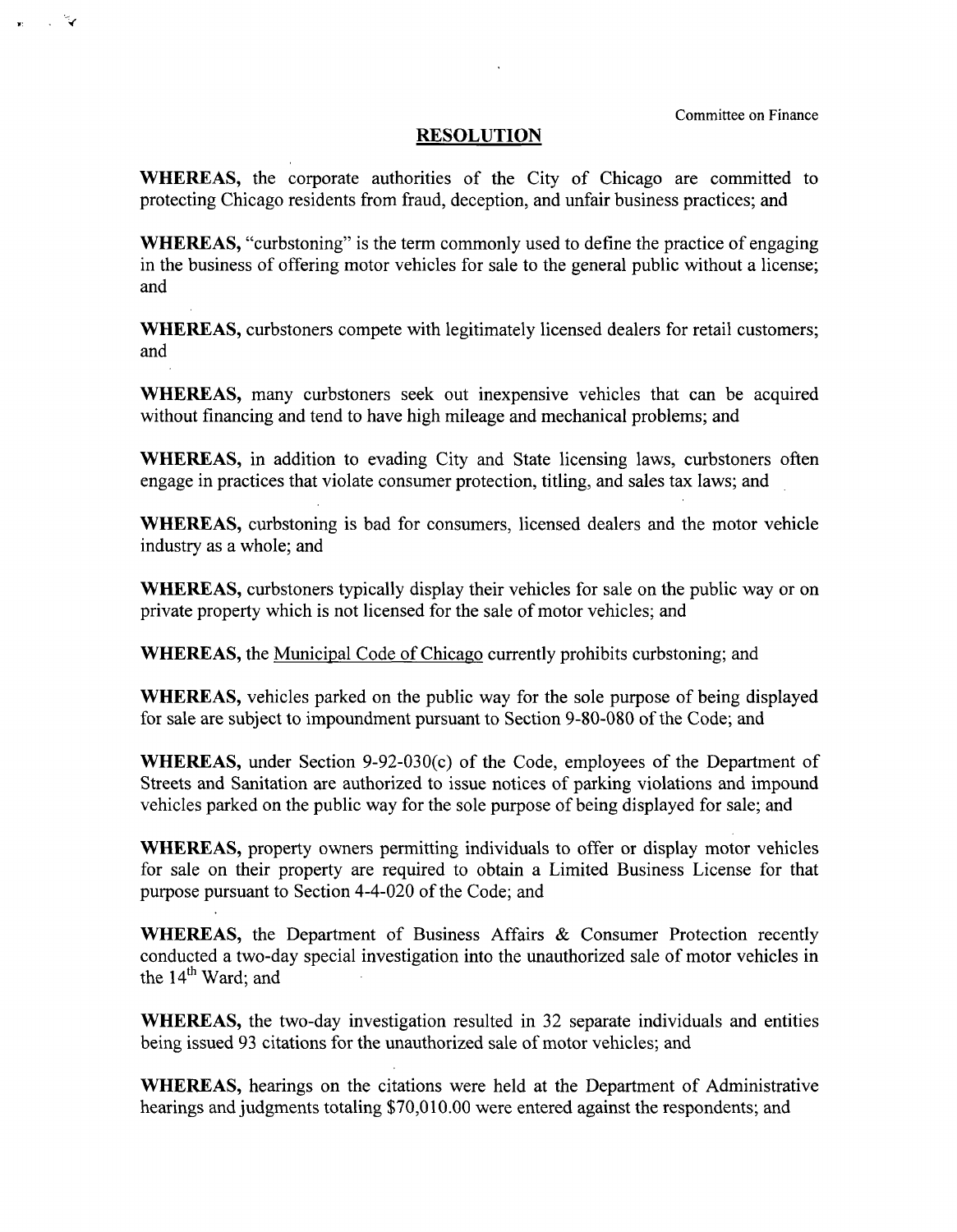Committee on Finance

# RESOLUTION

**WHEREAS,** the corporate authorities of the City of Chicago are committed to protecting Chicago residents from fraud, deception, and unfair business practices; and

**WHEREAS,** "curbstoning" is the term commonly used to define the practice of engaging in the business of offering motor vehicles for sale to the general public without a license; and

**WHEREAS,** curbstoners compete with legitimately licensed dealers for retail customers; and

**WHEREAS,** many curbstoners seek out inexpensive vehicles that can be acquired without financing and tend to have high mileage and mechanical problems; and

**WHEREAS,** in addition to evading City and State licensing laws, curbstoners often engage in practices that violate consumer protection, titling, and sales tax laws; and

**WHEREAS,** curbstoning is bad for consumers, licensed dealers and the motor vehicle industry as a whole; and

**WHEREAS,** curbstoners typically display their vehicles for sale on the public way or on private property which is not licensed for the sale of motor vehicles; and

**WHEREAS,** the Municipal Code of Chicago currently prohibits curbstoning; and

**WHEREAS,** vehicles parked on the public way for the sole purpose of being displayed for sale are subject to impoundment pursuant to Section 9-80-080 of the Code; and

**WHEREAS,** under Section 9-92-030(c) of the Code, employees of the Department of Streets and Sanitation are authorized to issue notices of parking violations and impound vehicles parked on the public way for the sole purpose of being displayed for sale; and

**WHEREAS,** property owners permitting individuals to offer or display motor vehicles for sale on their property are required to obtain a Limited Business License for that purpose pursuant to Section 4-4-020 of the Code; and

**WHEREAS,** the Department of Business Affairs & Consumer Protection recently conducted a two-day special investigation into the unauthorized sale of motor vehicles in the 14th Ward; and

**WHEREAS,** the two-day investigation resulted in 32 separate individuals and entities being issued 93 citations for the unauthorized sale of motor vehicles; and

**WHEREAS,** hearings on the citations were held at the Department of Administrative hearings and judgments totaling $70,010.00 were entered against the respondents; and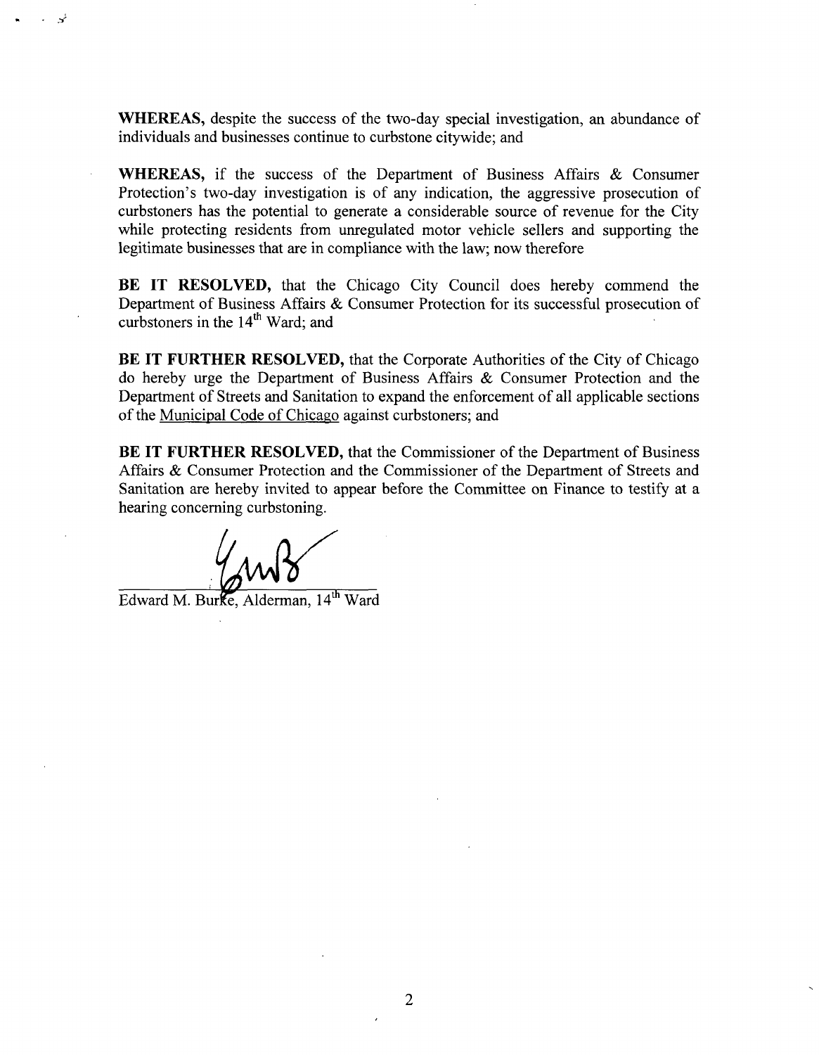**WHEREAS,** despite the success of the two-day special investigation, an abundance of individuals and businesses continue to curbstone citywide; and

**WHEREAS,** if the success of the Department of Business Affairs & Consumer Protection's two-day investigation is of any indication, the aggressive prosecution of curbstoners has the potential to generate a considerable source of revenue for the City while protecting residents from unregulated motor vehicle sellers and supporting the legitimate businesses that are in compliance with the law; now therefore

**BE IT RESOLVED,** that the Chicago City Council does hereby commend the Department of Business Affairs & Consumer Protection for its successful prosecution of curbstoners in the 14th Ward; and

**BE IT FURTHER RESOLVED,** that the Corporate Authorities of the City of Chicago do hereby urge the Department of Business Affairs & Consumer Protection and the Department of Streets and Sanitation to expand the enforcement of all applicable sections of the Municipal Code of Chicago against curbstoners; and

**BE IT FURTHER RESOLVED,** that the Commissioner of the Department of Business Affairs & Consumer Protection and the Commissioner of the Department of Streets and Sanitation are hereby invited to appear before the Committee on Finance to testify at a hearing concerning curbstoning.

Edward M. Burke, Alderman, 14th Ward